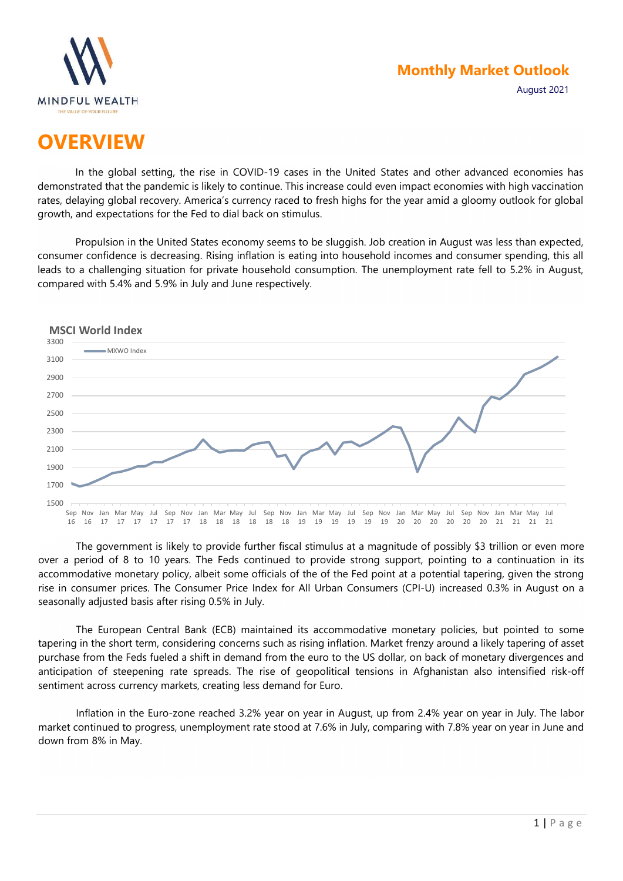# Monthly Market Outlook

August 2021

# OVERVIEW

In the global setting, the rise in COVID-19 cases in the United States and other advanced economies has demonstrated that the pandemic is likely to continue. This increase could even impact economies with high vaccination rates, delaying global recovery. America's currency raced to fresh highs for the year amid a gloomy outlook for global growth, and expectations for the Fed to dial back on stimulus.

Propulsion in the United States economy seems to be sluggish. Job creation in August was less than expected, consumer confidence is decreasing. Rising inflation is eating into household incomes and consumer spending, this all leads to a challenging situation for private household consumption. The unemployment rate fell to 5.2% in August, compared with 5.4% and 5.9% in July and June respectively.

**MSCI World Index**

The government is likely to provide further fiscal stimulus at a magnitude of possibly $3 trillion or even more over a period of 8 to 10 years. The Feds continued to provide strong support, pointing to a continuation in its accommodative monetary policy, albeit some officials of the of the Fed point at a potential tapering, given the strong rise in consumer prices. The Consumer Price Index for All Urban Consumers (CPI-U) increased 0.3% in August on a seasonally adjusted basis after rising 0.5% in July.

The European Central Bank (ECB) maintained its accommodative monetary policies, but pointed to some tapering in the short term, considering concerns such as rising inflation. Market frenzy around a likely tapering of asset purchase from the Feds fueled a shift in demand from the euro to the US dollar, on back of monetary divergences and anticipation of steepening rate spreads. The rise of geopolitical tensions in Afghanistan also intensified risk-off sentiment across currency markets, creating less demand for Euro.

Inflation in the Euro-zone reached 3.2% year on year in August, up from 2.4% year on year in July. The labor market continued to progress, unemployment rate stood at 7.6% in July, comparing with 7.8% year on year in June and down from 8% in May.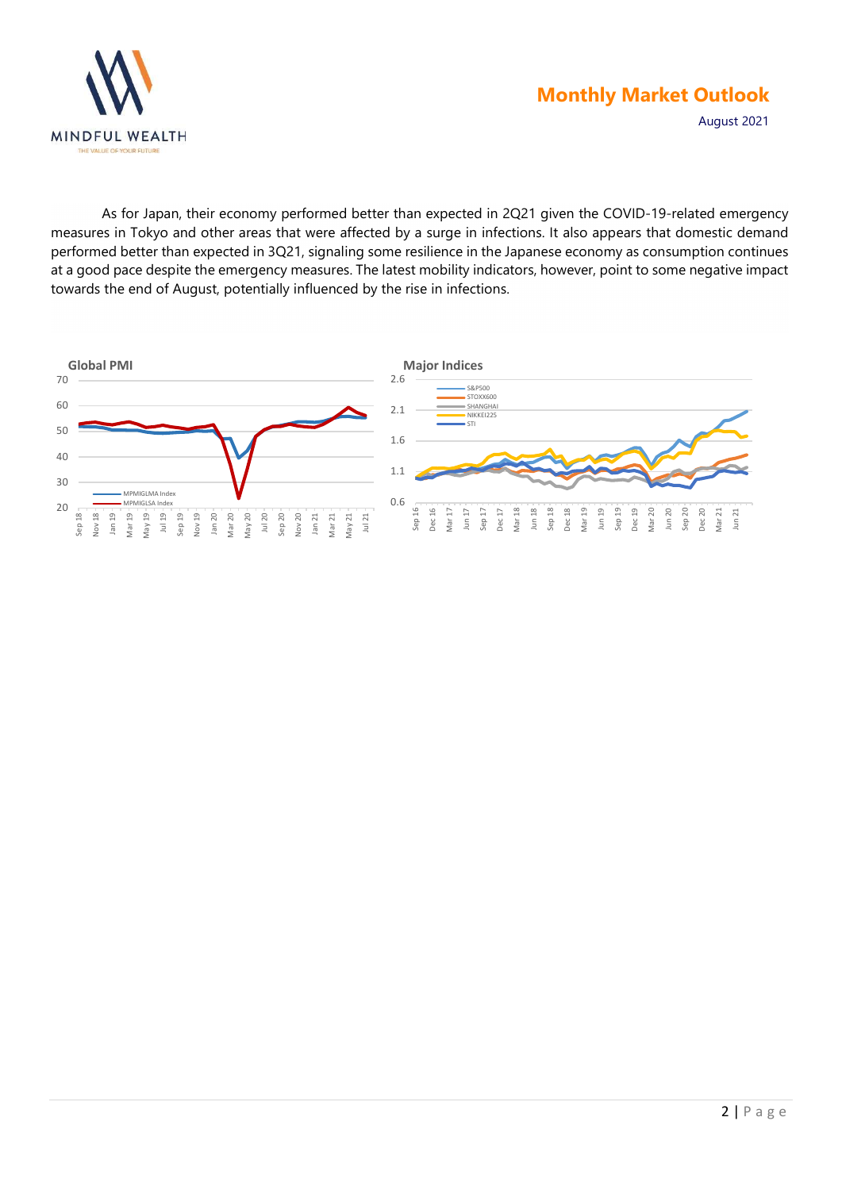As for Japan, their economy performed better than expected in 2Q21 given the COVID-19-related emergency measures in Tokyo and other areas that were affected by a surge in infections. It also appears that domestic demand performed better than expected in 3Q21, signaling some resilience in the Japanese economy as consumption continues at a good pace despite the emergency measures. The latest mobility indicators, however, point to some negative impact towards the end of August, potentially influenced by the rise in infections.

**Global PMI**

**Major Indices**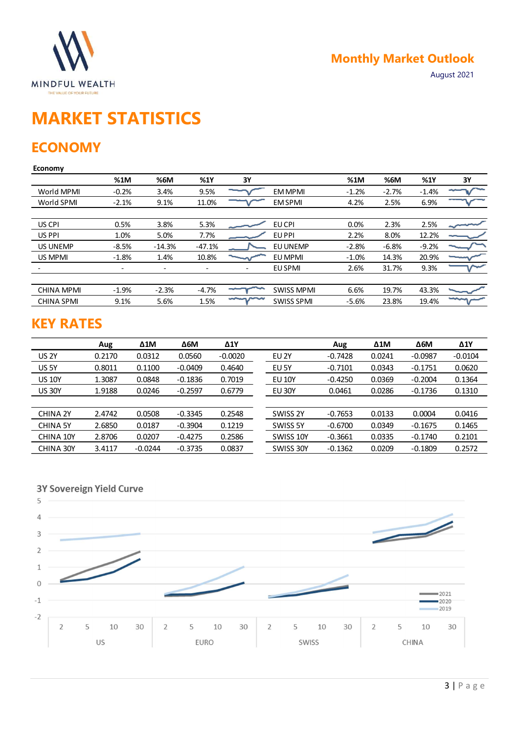Monthly Market Outlook

August 2021

# MARKET STATISTICS

## ECONOMY

**Economy**

| | %1M | %6M | %1Y | 3Y | | %1M | %6M | %1Y | 3Y |
|---|---|---|---|---|---|---|---|---|---|
| World MPMI | -0.2% | 3.4% | 9.5% | | EM MPMI | -1.2% | -2.7% | -1.4% | |
| World SPMI | -2.1% | 9.1% | 11.0% | | EM SPMI | 4.2% | 2.5% | 6.9% | |
| | | | | | | | | | |
| US CPI | 0.5% | 3.8% | 5.3% | | EU CPI | 0.0% | 2.3% | 2.5% | |
| US PPI | 1.0% | 5.0% | 7.7% | | EU PPI | 2.2% | 8.0% | 12.2% | |
| US UNEMP | -8.5% | -14.3% | -47.1% | | EU UNEMP | -2.8% | -6.8% | -9.2% | |
| US MPMI | -1.8% | 1.4% | 10.8% | | EU MPMI | -1.0% | 14.3% | 20.9% | |
| - | - | - | - | - | EU SPMI | 2.6% | 31.7% | 9.3% | |
| | | | | | | | | | |
| CHINA MPMI | -1.9% | -2.3% | -4.7% | | SWISS MPMI | 6.6% | 19.7% | 43.3% | |
| CHINA SPMI | 9.1% | 5.6% | 1.5% | | SWISS SPMI | -5.6% | 23.8% | 19.4% | |

## KEY RATES

| | Aug | Δ1M | Δ6M | Δ1Y | | Aug | Δ1M | Δ6M | Δ1Y |
|---|---|---|---|---|---|---|---|---|---|
| US 2Y | 0.2170 | 0.0312 | 0.0560 | -0.0020 | EU 2Y | -0.7428 | 0.0241 | -0.0987 | -0.0104 |
| US 5Y | 0.8011 | 0.1100 | -0.0409 | 0.4640 | EU 5Y | -0.7101 | 0.0343 | -0.1751 | 0.0620 |
| US 10Y | 1.3087 | 0.0848 | -0.1836 | 0.7019 | EU 10Y | -0.4250 | 0.0369 | -0.2004 | 0.1364 |
| US 30Y | 1.9188 | 0.0246 | -0.2597 | 0.6779 | EU 30Y | 0.0461 | 0.0286 | -0.1736 | 0.1310 |
| | | | | | | | | | |
| CHINA 2Y | 2.4742 | 0.0508 | -0.3345 | 0.2548 | SWISS 2Y | -0.7653 | 0.0133 | 0.0004 | 0.0416 |
| CHINA 5Y | 2.6850 | 0.0187 | -0.3904 | 0.1219 | SWISS 5Y | -0.6700 | 0.0349 | -0.1675 | 0.1465 |
| CHINA 10Y | 2.8706 | 0.0207 | -0.4275 | 0.2586 | SWISS 10Y | -0.3661 | 0.0335 | -0.1740 | 0.2101 |
| CHINA 30Y | 3.4117 | -0.0244 | -0.3735 | 0.0837 | SWISS 30Y | -0.1362 | 0.0209 | -0.1809 | 0.2572 |

**3Y Sovereign Yield Curve**

(Chart: yields for maturities 2, 5, 10, 30 for US, EURO, SWISS, CHINA; series 2021, 2020, 2019)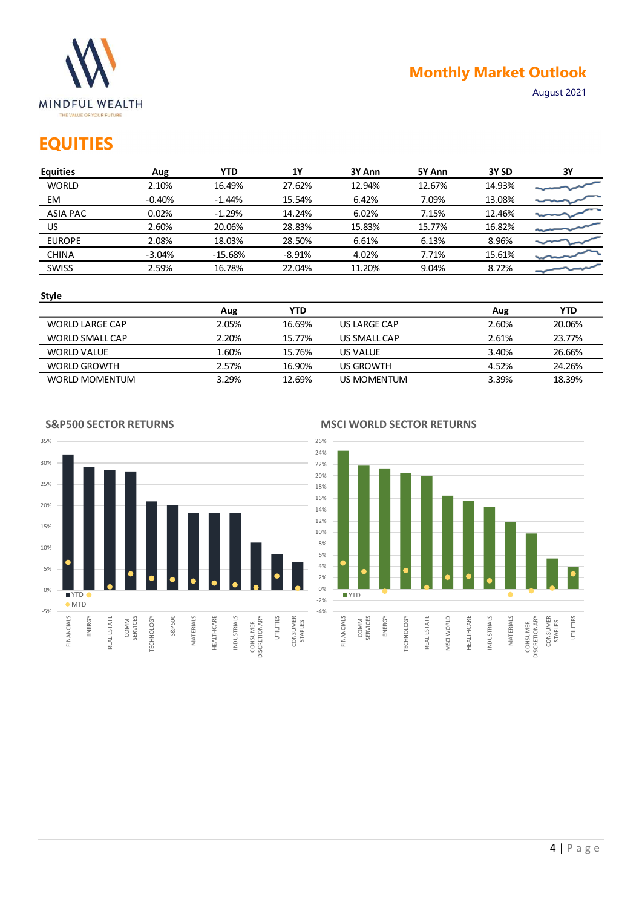# Monthly Market Outlook

August 2021

## EQUITIES

| Equities | Aug | YTD | 1Y | 3Y Ann | 5Y Ann | 3Y SD | 3Y |
|---|---|---|---|---|---|---|---|
| WORLD | 2.10% | 16.49% | 27.62% | 12.94% | 12.67% | 14.93% | |
| EM | -0.40% | -1.44% | 15.54% | 6.42% | 7.09% | 13.08% | |
| ASIA PAC | 0.02% | -1.29% | 14.24% | 6.02% | 7.15% | 12.46% | |
| US | 2.60% | 20.06% | 28.83% | 15.83% | 15.77% | 16.82% | |
| EUROPE | 2.08% | 18.03% | 28.50% | 6.61% | 6.13% | 8.96% | |
| CHINA | -3.04% | -15.68% | -8.91% | 4.02% | 7.71% | 15.61% | |
| SWISS | 2.59% | 16.78% | 22.04% | 11.20% | 9.04% | 8.72% | |

### Style

| | Aug | YTD | | Aug | YTD |
|---|---|---|---|---|---|
| WORLD LARGE CAP | 2.05% | 16.69% | US LARGE CAP | 2.60% | 20.06% |
| WORLD SMALL CAP | 2.20% | 15.77% | US SMALL CAP | 2.61% | 23.77% |
| WORLD VALUE | 1.60% | 15.76% | US VALUE | 3.40% | 26.66% |
| WORLD GROWTH | 2.57% | 16.90% | US GROWTH | 4.52% | 24.26% |
| WORLD MOMENTUM | 3.29% | 12.69% | US MOMENTUM | 3.39% | 18.39% |

### S&P500 SECTOR RETURNS

### MSCI WORLD SECTOR RETURNS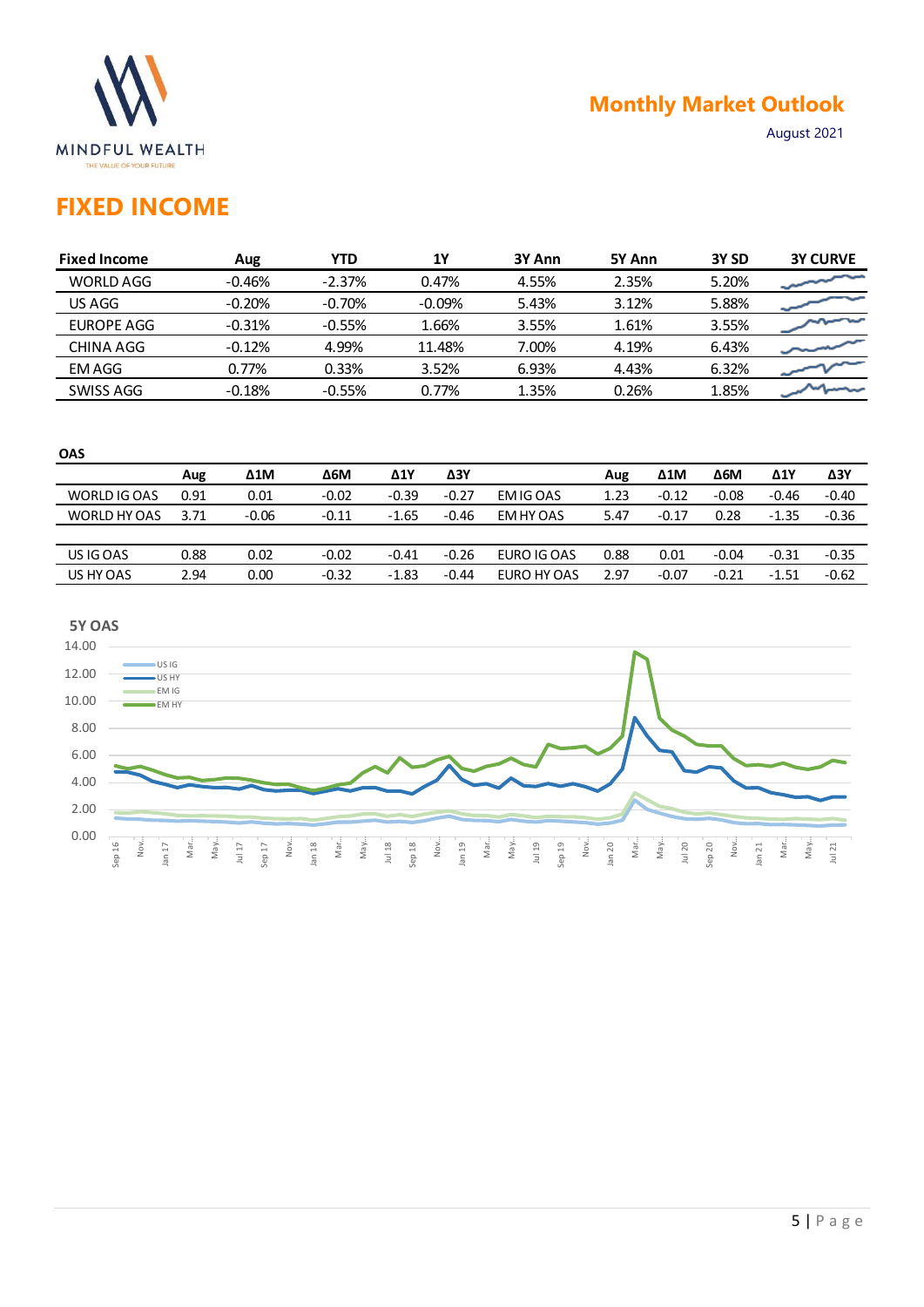# FIXED INCOME

| Fixed Income | Aug | YTD | 1Y | 3Y Ann | 5Y Ann | 3Y SD | 3Y CURVE |
|---|---|---|---|---|---|---|---|
| WORLD AGG | -0.46% | -2.37% | 0.47% | 4.55% | 2.35% | 5.20% | |
| US AGG | -0.20% | -0.70% | -0.09% | 5.43% | 3.12% | 5.88% | |
| EUROPE AGG | -0.31% | -0.55% | 1.66% | 3.55% | 1.61% | 3.55% | |
| CHINA AGG | -0.12% | 4.99% | 11.48% | 7.00% | 4.19% | 6.43% | |
| EM AGG | 0.77% | 0.33% | 3.52% | 6.93% | 4.43% | 6.32% | |
| SWISS AGG | -0.18% | -0.55% | 0.77% | 1.35% | 0.26% | 1.85% | |

**OAS**

| | Aug | Δ1M | Δ6M | Δ1Y | Δ3Y | | Aug | Δ1M | Δ6M | Δ1Y | Δ3Y |
|---|---|---|---|---|---|---|---|---|---|---|---|
| WORLD IG OAS | 0.91 | 0.01 | -0.02 | -0.39 | -0.27 | EM IG OAS | 1.23 | -0.12 | -0.08 | -0.46 | -0.40 |
| WORLD HY OAS | 3.71 | -0.06 | -0.11 | -1.65 | -0.46 | EM HY OAS | 5.47 | -0.17 | 0.28 | -1.35 | -0.36 |
| US IG OAS | 0.88 | 0.02 | -0.02 | -0.41 | -0.26 | EURO IG OAS | 0.88 | 0.01 | -0.04 | -0.31 | -0.35 |
| US HY OAS | 2.94 | 0.00 | -0.32 | -1.83 | -0.44 | EURO HY OAS | 2.97 | -0.07 | -0.21 | -1.51 | -0.62 |

**5Y OAS**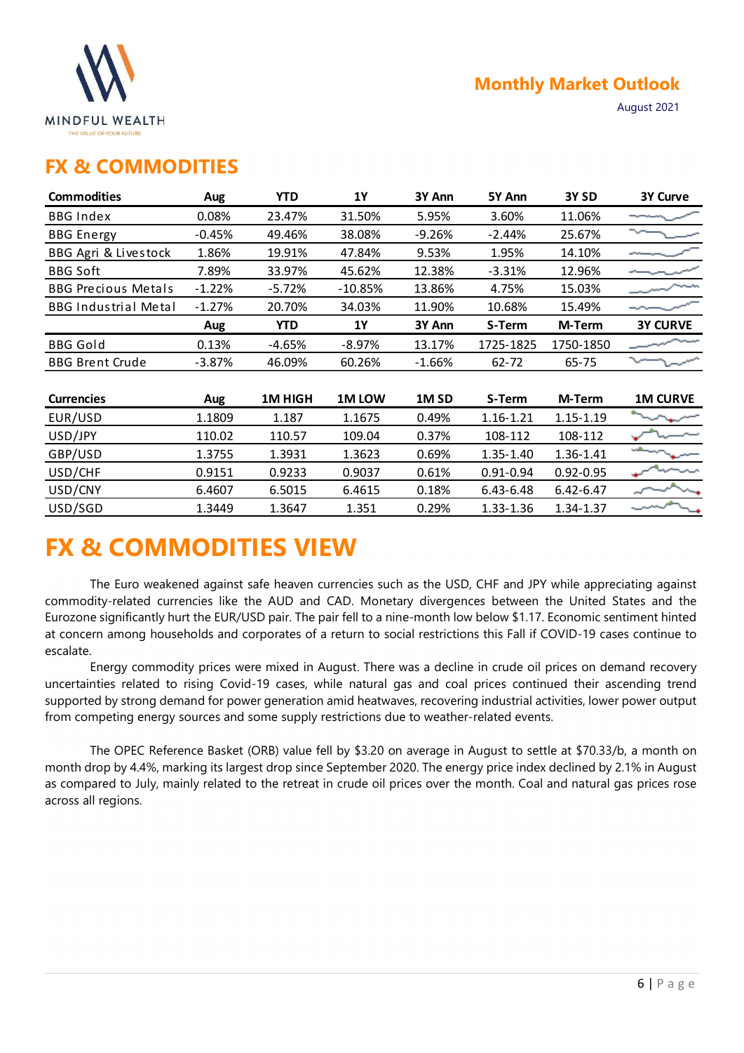## FX & COMMODITIES

| Commodities | Aug | YTD | 1Y | 3Y Ann | 5Y Ann | 3Y SD | 3Y Curve |
|---|---|---|---|---|---|---|---|
| BBG Index | 0.08% | 23.47% | 31.50% | 5.95% | 3.60% | 11.06% | |
| BBG Energy | -0.45% | 49.46% | 38.08% | -9.26% | -2.44% | 25.67% | |
| BBG Agri & Livestock | 1.86% | 19.91% | 47.84% | 9.53% | 1.95% | 14.10% | |
| BBG Soft | 7.89% | 33.97% | 45.62% | 12.38% | -3.31% | 12.96% | |
| BBG Precious Metals | -1.22% | -5.72% | -10.85% | 13.86% | 4.75% | 15.03% | |
| BBG Industrial Metal | -1.27% | 20.70% | 34.03% | 11.90% | 10.68% | 15.49% | |
| | **Aug** | **YTD** | **1Y** | **3Y Ann** | **S-Term** | **M-Term** | **3Y CURVE** |
| BBG Gold | 0.13% | -4.65% | -8.97% | 13.17% | 1725-1825 | 1750-1850 | |
| BBG Brent Crude | -3.87% | 46.09% | 60.26% | -1.66% | 62-72 | 65-75 | |

| Currencies | Aug | 1M HIGH | 1M LOW | 1M SD | S-Term | M-Term | 1M CURVE |
|---|---|---|---|---|---|---|---|
| EUR/USD | 1.1809 | 1.187 | 1.1675 | 0.49% | 1.16-1.21 | 1.15-1.19 | |
| USD/JPY | 110.02 | 110.57 | 109.04 | 0.37% | 108-112 | 108-112 | |
| GBP/USD | 1.3755 | 1.3931 | 1.3623 | 0.69% | 1.35-1.40 | 1.36-1.41 | |
| USD/CHF | 0.9151 | 0.9233 | 0.9037 | 0.61% | 0.91-0.94 | 0.92-0.95 | |
| USD/CNY | 6.4607 | 6.5015 | 6.4615 | 0.18% | 6.43-6.48 | 6.42-6.47 | |
| USD/SGD | 1.3449 | 1.3647 | 1.351 | 0.29% | 1.33-1.36 | 1.34-1.37 | |

# FX & COMMODITIES VIEW

The Euro weakened against safe heaven currencies such as the USD, CHF and JPY while appreciating against commodity-related currencies like the AUD and CAD. Monetary divergences between the United States and the Eurozone significantly hurt the EUR/USD pair. The pair fell to a nine-month low below $1.17. Economic sentiment hinted at concern among households and corporates of a return to social restrictions this Fall if COVID-19 cases continue to escalate.

Energy commodity prices were mixed in August. There was a decline in crude oil prices on demand recovery uncertainties related to rising Covid-19 cases, while natural gas and coal prices continued their ascending trend supported by strong demand for power generation amid heatwaves, recovering industrial activities, lower power output from competing energy sources and some supply restrictions due to weather-related events.

The OPEC Reference Basket (ORB) value fell by $3.20 on average in August to settle at $70.33/b, a month on month drop by 4.4%, marking its largest drop since September 2020. The energy price index declined by 2.1% in August as compared to July, mainly related to the retreat in crude oil prices over the month. Coal and natural gas prices rose across all regions.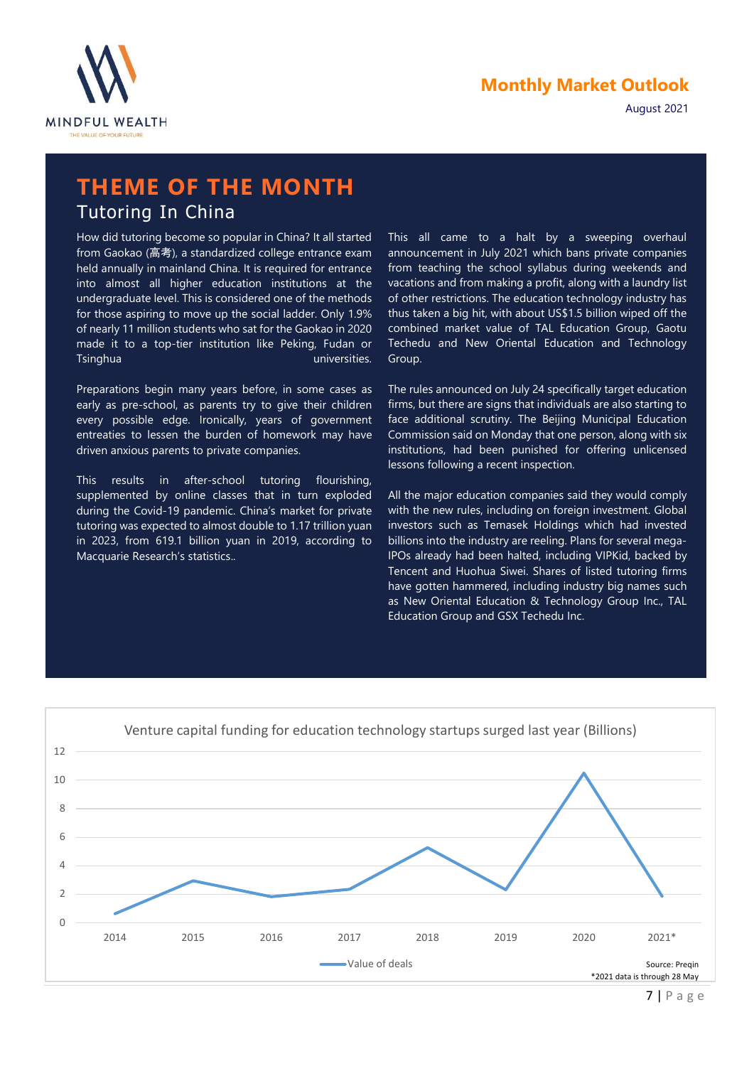# THEME OF THE MONTH

## Tutoring In China

How did tutoring become so popular in China? It all started from Gaokao (高考), a standardized college entrance exam held annually in mainland China. It is required for entrance into almost all higher education institutions at the undergraduate level. This is considered one of the methods for those aspiring to move up the social ladder. Only 1.9% of nearly 11 million students who sat for the Gaokao in 2020 made it to a top-tier institution like Peking, Fudan or Tsinghua universities.

Preparations begin many years before, in some cases as early as pre-school, as parents try to give their children every possible edge. Ironically, years of government entreaties to lessen the burden of homework may have driven anxious parents to private companies.

This results in after-school tutoring flourishing, supplemented by online classes that in turn exploded during the Covid-19 pandemic. China's market for private tutoring was expected to almost double to 1.17 trillion yuan in 2023, from 619.1 billion yuan in 2019, according to Macquarie Research's statistics..

This all came to a halt by a sweeping overhaul announcement in July 2021 which bans private companies from teaching the school syllabus during weekends and vacations and from making a profit, along with a laundry list of other restrictions. The education technology industry has thus taken a big hit, with about US$1.5 billion wiped off the combined market value of TAL Education Group, Gaotu Techedu and New Oriental Education and Technology Group.

The rules announced on July 24 specifically target education firms, but there are signs that individuals are also starting to face additional scrutiny. The Beijing Municipal Education Commission said on Monday that one person, along with six institutions, had been punished for offering unlicensed lessons following a recent inspection.

All the major education companies said they would comply with the new rules, including on foreign investment. Global investors such as Temasek Holdings which had invested billions into the industry are reeling. Plans for several mega-IPOs already had been halted, including VIPKid, backed by Tencent and Huohua Siwei. Shares of listed tutoring firms have gotten hammered, including industry big names such as New Oriental Education & Technology Group Inc., TAL Education Group and GSX Techedu Inc.

**Venture capital funding for education technology startups surged last year (Billions)**

| Year | Value of deals (approx.) |
|---|---|
| 2014 | 0.7 |
| 2015 | 3.0 |
| 2016 | 1.9 |
| 2017 | 2.4 |
| 2018 | 5.3 |
| 2019 | 2.4 |
| 2020 | 10.5 |
| 2021* | 1.9 |

Source: Preqin

*2021 data is through 28 May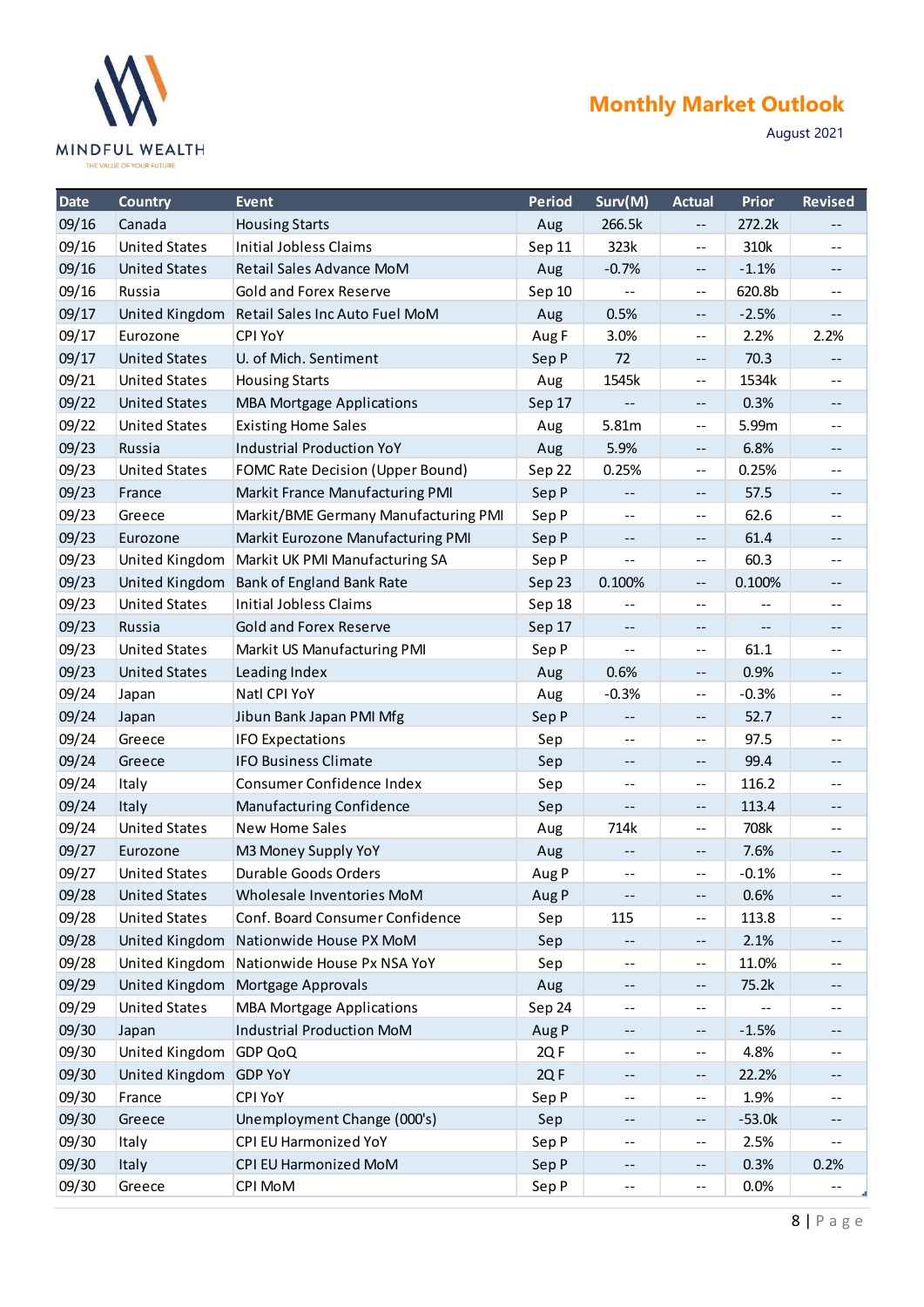| Date | Country | Event | Period | Surv(M) | Actual | Prior | Revised |
|---|---|---|---|---|---|---|---|
| 09/16 | Canada | Housing Starts | Aug | 266.5k | -- | 272.2k | -- |
| 09/16 | United States | Initial Jobless Claims | Sep 11 | 323k | -- | 310k | -- |
| 09/16 | United States | Retail Sales Advance MoM | Aug | -0.7% | -- | -1.1% | -- |
| 09/16 | Russia | Gold and Forex Reserve | Sep 10 | -- | -- | 620.8b | -- |
| 09/17 | United Kingdom | Retail Sales Inc Auto Fuel MoM | Aug | 0.5% | -- | -2.5% | -- |
| 09/17 | Eurozone | CPI YoY | Aug F | 3.0% | -- | 2.2% | 2.2% |
| 09/17 | United States | U. of Mich. Sentiment | Sep P | 72 | -- | 70.3 | -- |
| 09/21 | United States | Housing Starts | Aug | 1545k | -- | 1534k | -- |
| 09/22 | United States | MBA Mortgage Applications | Sep 17 | -- | -- | 0.3% | -- |
| 09/22 | United States | Existing Home Sales | Aug | 5.81m | -- | 5.99m | -- |
| 09/23 | Russia | Industrial Production YoY | Aug | 5.9% | -- | 6.8% | -- |
| 09/23 | United States | FOMC Rate Decision (Upper Bound) | Sep 22 | 0.25% | -- | 0.25% | -- |
| 09/23 | France | Markit France Manufacturing PMI | Sep P | -- | -- | 57.5 | -- |
| 09/23 | Greece | Markit/BME Germany Manufacturing PMI | Sep P | -- | -- | 62.6 | -- |
| 09/23 | Eurozone | Markit Eurozone Manufacturing PMI | Sep P | -- | -- | 61.4 | -- |
| 09/23 | United Kingdom | Markit UK PMI Manufacturing SA | Sep P | -- | -- | 60.3 | -- |
| 09/23 | United Kingdom | Bank of England Bank Rate | Sep 23 | 0.100% | -- | 0.100% | -- |
| 09/23 | United States | Initial Jobless Claims | Sep 18 | -- | -- | -- | -- |
| 09/23 | Russia | Gold and Forex Reserve | Sep 17 | -- | -- | -- | -- |
| 09/23 | United States | Markit US Manufacturing PMI | Sep P | -- | -- | 61.1 | -- |
| 09/23 | United States | Leading Index | Aug | 0.6% | -- | 0.9% | -- |
| 09/24 | Japan | Natl CPI YoY | Aug | -0.3% | -- | -0.3% | -- |
| 09/24 | Japan | Jibun Bank Japan PMI Mfg | Sep P | -- | -- | 52.7 | -- |
| 09/24 | Greece | IFO Expectations | Sep | -- | -- | 97.5 | -- |
| 09/24 | Greece | IFO Business Climate | Sep | -- | -- | 99.4 | -- |
| 09/24 | Italy | Consumer Confidence Index | Sep | -- | -- | 116.2 | -- |
| 09/24 | Italy | Manufacturing Confidence | Sep | -- | -- | 113.4 | -- |
| 09/24 | United States | New Home Sales | Aug | 714k | -- | 708k | -- |
| 09/27 | Eurozone | M3 Money Supply YoY | Aug | -- | -- | 7.6% | -- |
| 09/27 | United States | Durable Goods Orders | Aug P | -- | -- | -0.1% | -- |
| 09/28 | United States | Wholesale Inventories MoM | Aug P | -- | -- | 0.6% | -- |
| 09/28 | United States | Conf. Board Consumer Confidence | Sep | 115 | -- | 113.8 | -- |
| 09/28 | United Kingdom | Nationwide House PX MoM | Sep | -- | -- | 2.1% | -- |
| 09/28 | United Kingdom | Nationwide House Px NSA YoY | Sep | -- | -- | 11.0% | -- |
| 09/29 | United Kingdom | Mortgage Approvals | Aug | -- | -- | 75.2k | -- |
| 09/29 | United States | MBA Mortgage Applications | Sep 24 | -- | -- | -- | -- |
| 09/30 | Japan | Industrial Production MoM | Aug P | -- | -- | -1.5% | -- |
| 09/30 | United Kingdom | GDP QoQ | 2Q F | -- | -- | 4.8% | -- |
| 09/30 | United Kingdom | GDP YoY | 2Q F | -- | -- | 22.2% | -- |
| 09/30 | France | CPI YoY | Sep P | -- | -- | 1.9% | -- |
| 09/30 | Greece | Unemployment Change (000's) | Sep | -- | -- | -53.0k | -- |
| 09/30 | Italy | CPI EU Harmonized YoY | Sep P | -- | -- | 2.5% | -- |
| 09/30 | Italy | CPI EU Harmonized MoM | Sep P | -- | -- | 0.3% | 0.2% |
| 09/30 | Greece | CPI MoM | Sep P | -- | -- | 0.0% | -- |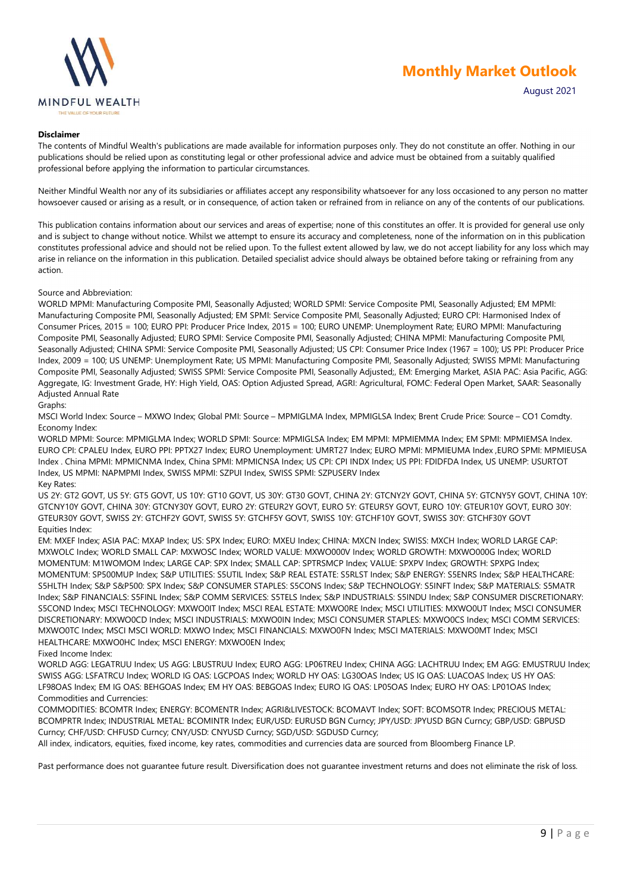**Disclaimer**

The contents of Mindful Wealth's publications are made available for information purposes only. They do not constitute an offer. Nothing in our publications should be relied upon as constituting legal or other professional advice and advice must be obtained from a suitably qualified professional before applying the information to particular circumstances.

Neither Mindful Wealth nor any of its subsidiaries or affiliates accept any responsibility whatsoever for any loss occasioned to any person no matter howsoever caused or arising as a result, or in consequence, of action taken or refrained from in reliance on any of the contents of our publications.

This publication contains information about our services and areas of expertise; none of this constitutes an offer. It is provided for general use only and is subject to change without notice. Whilst we attempt to ensure its accuracy and completeness, none of the information on in this publication constitutes professional advice and should not be relied upon. To the fullest extent allowed by law, we do not accept liability for any loss which may arise in reliance on the information in this publication. Detailed specialist advice should always be obtained before taking or refraining from any action.

Source and Abbreviation:

WORLD MPMI: Manufacturing Composite PMI, Seasonally Adjusted; WORLD SPMI: Service Composite PMI, Seasonally Adjusted; EM MPMI: Manufacturing Composite PMI, Seasonally Adjusted; EM SPMI: Service Composite PMI, Seasonally Adjusted; EURO CPI: Harmonised Index of Consumer Prices, 2015 = 100; EURO PPI: Producer Price Index, 2015 = 100; EURO UNEMP: Unemployment Rate; EURO MPMI: Manufacturing Composite PMI, Seasonally Adjusted; EURO SPMI: Service Composite PMI, Seasonally Adjusted; CHINA MPMI: Manufacturing Composite PMI, Seasonally Adjusted; CHINA SPMI: Service Composite PMI, Seasonally Adjusted; US CPI: Consumer Price Index (1967 = 100); US PPI: Producer Price Index, 2009 = 100; US UNEMP: Unemployment Rate; US MPMI: Manufacturing Composite PMI, Seasonally Adjusted; SWISS MPMI: Manufacturing Composite PMI, Seasonally Adjusted; SWISS SPMI: Service Composite PMI, Seasonally Adjusted;, EM: Emerging Market, ASIA PAC: Asia Pacific, AGG: Aggregate, IG: Investment Grade, HY: High Yield, OAS: Option Adjusted Spread, AGRI: Agricultural, FOMC: Federal Open Market, SAAR: Seasonally Adjusted Annual Rate

Graphs:

MSCI World Index: Source – MXWO Index; Global PMI: Source – MPMIGLMA Index, MPMIGLSA Index; Brent Crude Price: Source – CO1 Comdty.

Economy Index:

WORLD MPMI: Source: MPMIGLMA Index; WORLD SPMI: Source: MPMIGLSA Index; EM MPMI: MPMIEMMA Index; EM SPMI: MPMIEMSA Index. EURO CPI: CPALEU Index, EURO PPI: PPTX27 Index; EURO Unemployment: UMRT27 Index; EURO MPMI: MPMIEUMA Index ,EURO SPMI: MPMIEUSA Index . China MPMI: MPMICNMA Index, China SPMI: MPMICNSA Index; US CPI: CPI INDX Index; US PPI: FDIDFDA Index, US UNEMP: USURTOT Index, US MPMI: NAPMPMI Index, SWISS MPMI: SZPUI Index, SWISS SPMI: SZPUSERV Index

Key Rates:

US 2Y: GT2 GOVT, US 5Y: GT5 GOVT, US 10Y: GT10 GOVT, US 30Y: GT30 GOVT, CHINA 2Y: GTCNY2Y GOVT, CHINA 5Y: GTCNY5Y GOVT, CHINA 10Y: GTCNY10Y GOVT, CHINA 30Y: GTCNY30Y GOVT, EURO 2Y: GTEUR2Y GOVT, EURO 5Y: GTEUR5Y GOVT, EURO 10Y: GTEUR10Y GOVT, EURO 30Y: GTEUR30Y GOVT, SWISS 2Y: GTCHF2Y GOVT, SWISS 5Y: GTCHF5Y GOVT, SWISS 10Y: GTCHF10Y GOVT, SWISS 30Y: GTCHF30Y GOVT

Equities Index:

EM: MXEF Index; ASIA PAC: MXAP Index; US: SPX Index; EURO: MXEU Index; CHINA: MXCN Index; SWISS: MXCH Index; WORLD LARGE CAP: MXWOLC Index; WORLD SMALL CAP: MXWOSC Index; WORLD VALUE: MXWO000V Index; WORLD GROWTH: MXWO000G Index; WORLD MOMENTUM: M1WOMOM Index; LARGE CAP: SPX Index; SMALL CAP: SPTRSMCP Index; VALUE: SPXPV Index; GROWTH: SPXPG Index; MOMENTUM: SP500MUP Index; S&P UTILITIES: S5UTIL Index; S&P REAL ESTATE: S5RLST Index; S&P ENERGY: S5ENRS Index; S&P HEALTHCARE: S5HLTH Index; S&P S&P500: SPX Index; S&P CONSUMER STAPLES: S5CONS Index; S&P TECHNOLOGY: S5INFT Index; S&P MATERIALS: S5MATR Index; S&P FINANCIALS: S5FINL Index; S&P COMM SERVICES: S5TELS Index; S&P INDUSTRIALS: S5INDU Index; S&P CONSUMER DISCRETIONARY: S5COND Index; MSCI TECHNOLOGY: MXWO0IT Index; MSCI REAL ESTATE: MXWO0RE Index; MSCI UTILITIES: MXWO0UT Index; MSCI CONSUMER DISCRETIONARY: MXWO0CD Index; MSCI INDUSTRIALS: MXWO0IN Index; MSCI CONSUMER STAPLES: MXWO0CS Index; MSCI COMM SERVICES: MXWO0TC Index; MSCI MSCI WORLD: MXWO Index; MSCI FINANCIALS: MXWO0FN Index; MSCI MATERIALS: MXWO0MT Index; MSCI HEALTHCARE: MXWO0HC Index; MSCI ENERGY: MXWO0EN Index;

Fixed Income Index:

WORLD AGG: LEGATRUU Index; US AGG: LBUSTRUU Index; EURO AGG: LP06TREU Index; CHINA AGG: LACHTRUU Index; EM AGG: EMUSTRUU Index; SWISS AGG: LSFATRCU Index; WORLD IG OAS: LGCPOAS Index; WORLD HY OAS: LG30OAS Index; US IG OAS: LUACOAS Index; US HY OAS: LF98OAS Index; EM IG OAS: BEHGOAS Index; EM HY OAS: BEBGOAS Index; EURO IG OAS: LP05OAS Index; EURO HY OAS: LP01OAS Index;

Commodities and Currencies:

COMMODITIES: BCOMTR Index; ENERGY: BCOMENTR Index; AGRI&LIVESTOCK: BCOMAVT Index; SOFT: BCOMSOTR Index; PRECIOUS METAL: BCOMPRTR Index; INDUSTRIAL METAL: BCOMINTR Index; EUR/USD: EURUSD BGN Curncy; JPY/USD: JPYUSD BGN Curncy; GBP/USD: GBPUSD Curncy; CHF/USD: CHFUSD Curncy; CNY/USD: CNYUSD Curncy; SGD/USD: SGDUSD Curncy;

All index, indicators, equities, fixed income, key rates, commodities and currencies data are sourced from Bloomberg Finance LP.

Past performance does not guarantee future result. Diversification does not guarantee investment returns and does not eliminate the risk of loss.